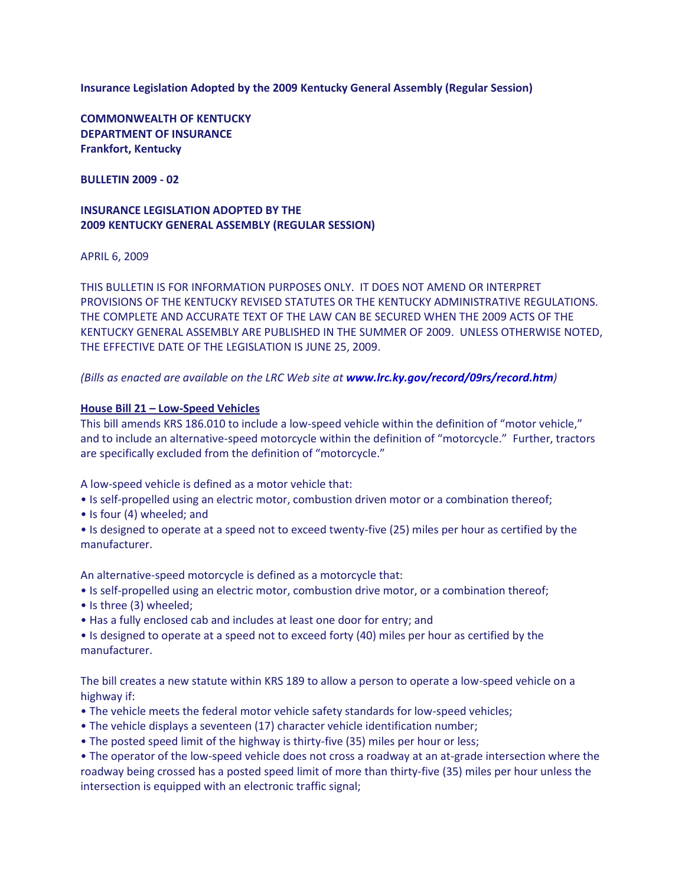**Insurance Legislation Adopted by the 2009 Kentucky General Assembly (Regular Session)**

**COMMONWEALTH OF KENTUCKY**
**DEPARTMENT OF INSURANCE**
**Frankfort, Kentucky**

**BULLETIN 2009 - 02**

**INSURANCE LEGISLATION ADOPTED BY THE**
**2009 KENTUCKY GENERAL ASSEMBLY (REGULAR SESSION)**

APRIL 6, 2009

THIS BULLETIN IS FOR INFORMATION PURPOSES ONLY. IT DOES NOT AMEND OR INTERPRET PROVISIONS OF THE KENTUCKY REVISED STATUTES OR THE KENTUCKY ADMINISTRATIVE REGULATIONS. THE COMPLETE AND ACCURATE TEXT OF THE LAW CAN BE SECURED WHEN THE 2009 ACTS OF THE KENTUCKY GENERAL ASSEMBLY ARE PUBLISHED IN THE SUMMER OF 2009. UNLESS OTHERWISE NOTED, THE EFFECTIVE DATE OF THE LEGISLATION IS JUNE 25, 2009.

*(Bills as enacted are available on the LRC Web site at **www.lrc.ky.gov/record/09rs/record.htm**)*

**House Bill 21 – Low-Speed Vehicles**

This bill amends KRS 186.010 to include a low-speed vehicle within the definition of "motor vehicle," and to include an alternative-speed motorcycle within the definition of "motorcycle." Further, tractors are specifically excluded from the definition of "motorcycle."

A low-speed vehicle is defined as a motor vehicle that:

- Is self-propelled using an electric motor, combustion driven motor or a combination thereof;
- Is four (4) wheeled; and
- Is designed to operate at a speed not to exceed twenty-five (25) miles per hour as certified by the manufacturer.

An alternative-speed motorcycle is defined as a motorcycle that:

- Is self-propelled using an electric motor, combustion drive motor, or a combination thereof;
- Is three (3) wheeled;
- Has a fully enclosed cab and includes at least one door for entry; and
- Is designed to operate at a speed not to exceed forty (40) miles per hour as certified by the manufacturer.

The bill creates a new statute within KRS 189 to allow a person to operate a low-speed vehicle on a highway if:

- The vehicle meets the federal motor vehicle safety standards for low-speed vehicles;
- The vehicle displays a seventeen (17) character vehicle identification number;
- The posted speed limit of the highway is thirty-five (35) miles per hour or less;
- The operator of the low-speed vehicle does not cross a roadway at an at-grade intersection where the roadway being crossed has a posted speed limit of more than thirty-five (35) miles per hour unless the intersection is equipped with an electronic traffic signal;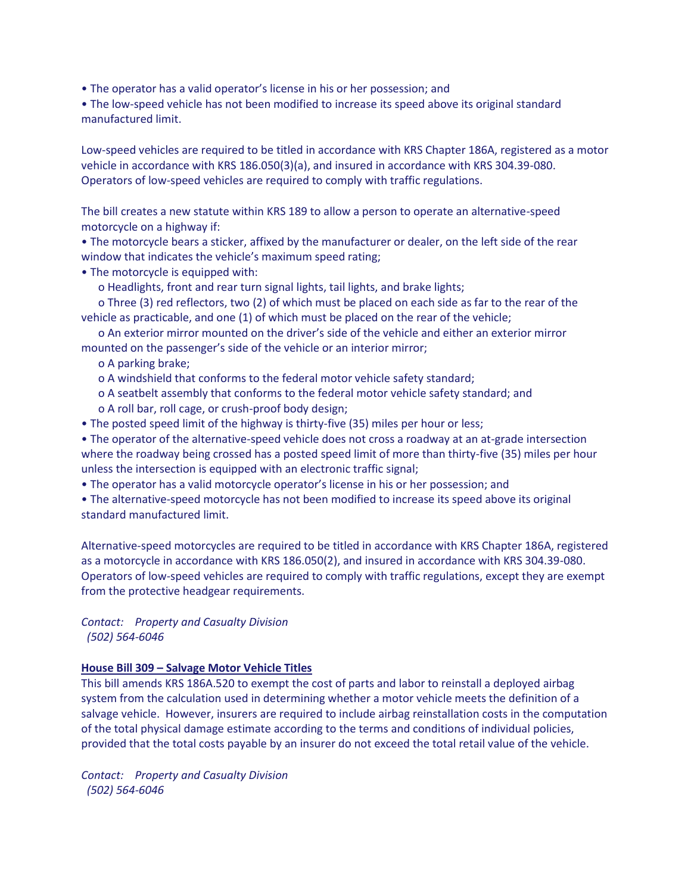- The operator has a valid operator's license in his or her possession; and
- The low-speed vehicle has not been modified to increase its speed above its original standard manufactured limit.

Low-speed vehicles are required to be titled in accordance with KRS Chapter 186A, registered as a motor vehicle in accordance with KRS 186.050(3)(a), and insured in accordance with KRS 304.39-080. Operators of low-speed vehicles are required to comply with traffic regulations.

The bill creates a new statute within KRS 189 to allow a person to operate an alternative-speed motorcycle on a highway if:

- The motorcycle bears a sticker, affixed by the manufacturer or dealer, on the left side of the rear window that indicates the vehicle's maximum speed rating;
- The motorcycle is equipped with:
  - Headlights, front and rear turn signal lights, tail lights, and brake lights;
  - Three (3) red reflectors, two (2) of which must be placed on each side as far to the rear of the vehicle as practicable, and one (1) of which must be placed on the rear of the vehicle;
  - An exterior mirror mounted on the driver's side of the vehicle and either an exterior mirror mounted on the passenger's side of the vehicle or an interior mirror;
  - A parking brake;
  - A windshield that conforms to the federal motor vehicle safety standard;
  - A seatbelt assembly that conforms to the federal motor vehicle safety standard; and
  - A roll bar, roll cage, or crush-proof body design;
- The posted speed limit of the highway is thirty-five (35) miles per hour or less;
- The operator of the alternative-speed vehicle does not cross a roadway at an at-grade intersection where the roadway being crossed has a posted speed limit of more than thirty-five (35) miles per hour unless the intersection is equipped with an electronic traffic signal;
- The operator has a valid motorcycle operator's license in his or her possession; and
- The alternative-speed motorcycle has not been modified to increase its speed above its original standard manufactured limit.

Alternative-speed motorcycles are required to be titled in accordance with KRS Chapter 186A, registered as a motorcycle in accordance with KRS 186.050(2), and insured in accordance with KRS 304.39-080. Operators of low-speed vehicles are required to comply with traffic regulations, except they are exempt from the protective headgear requirements.

*Contact: Property and Casualty Division*
*(502) 564-6046*

**House Bill 309 – Salvage Motor Vehicle Titles**

This bill amends KRS 186A.520 to exempt the cost of parts and labor to reinstall a deployed airbag system from the calculation used in determining whether a motor vehicle meets the definition of a salvage vehicle. However, insurers are required to include airbag reinstallation costs in the computation of the total physical damage estimate according to the terms and conditions of individual policies, provided that the total costs payable by an insurer do not exceed the total retail value of the vehicle.

*Contact: Property and Casualty Division*
*(502) 564-6046*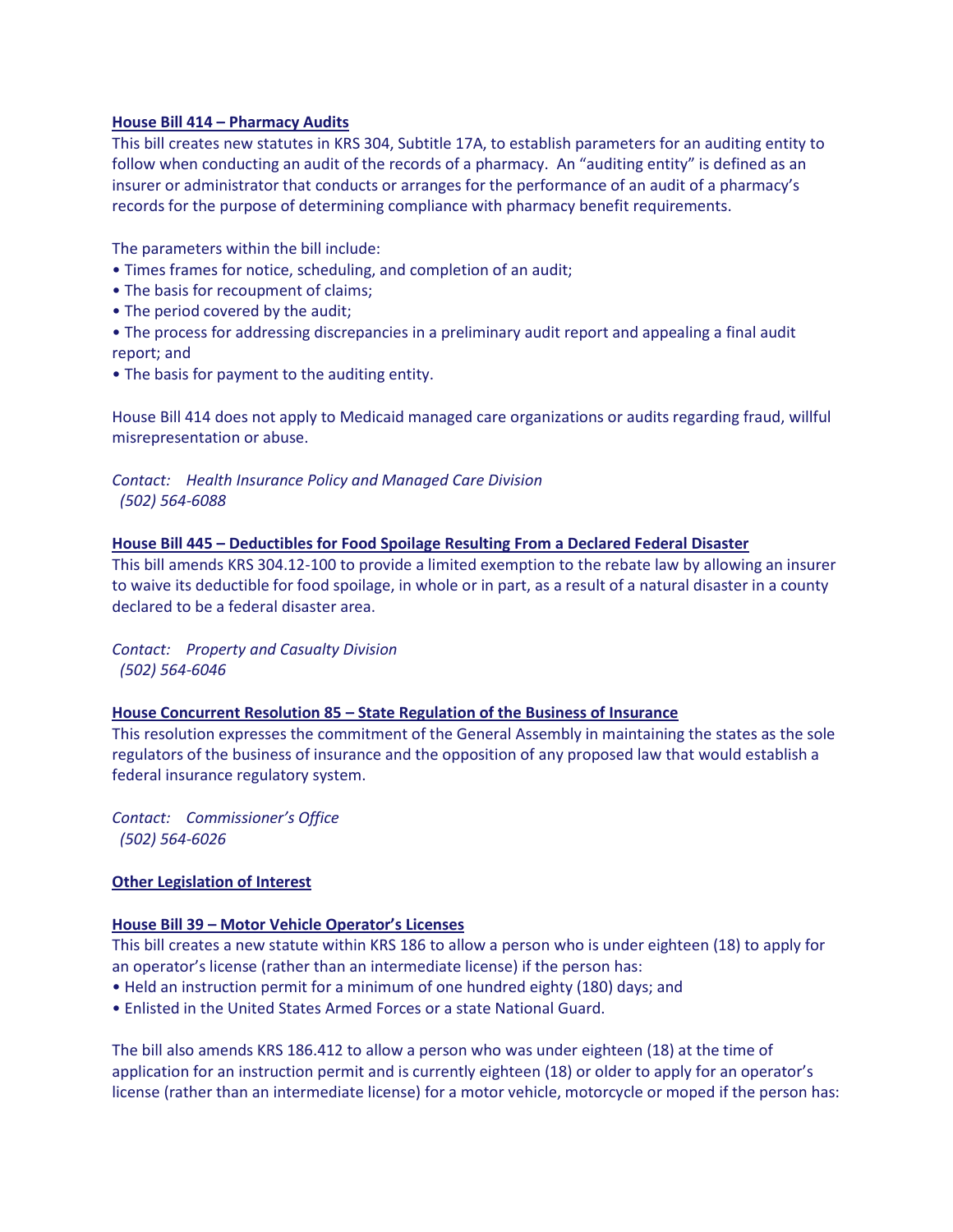**House Bill 414 – Pharmacy Audits**

This bill creates new statutes in KRS 304, Subtitle 17A, to establish parameters for an auditing entity to follow when conducting an audit of the records of a pharmacy. An "auditing entity" is defined as an insurer or administrator that conducts or arranges for the performance of an audit of a pharmacy's records for the purpose of determining compliance with pharmacy benefit requirements.

The parameters within the bill include:

- Times frames for notice, scheduling, and completion of an audit;
- The basis for recoupment of claims;
- The period covered by the audit;
- The process for addressing discrepancies in a preliminary audit report and appealing a final audit report; and
- The basis for payment to the auditing entity.

House Bill 414 does not apply to Medicaid managed care organizations or audits regarding fraud, willful misrepresentation or abuse.

*Contact: Health Insurance Policy and Managed Care Division*
*(502) 564-6088*

**House Bill 445 – Deductibles for Food Spoilage Resulting From a Declared Federal Disaster**

This bill amends KRS 304.12-100 to provide a limited exemption to the rebate law by allowing an insurer to waive its deductible for food spoilage, in whole or in part, as a result of a natural disaster in a county declared to be a federal disaster area.

*Contact: Property and Casualty Division*
*(502) 564-6046*

**House Concurrent Resolution 85 – State Regulation of the Business of Insurance**

This resolution expresses the commitment of the General Assembly in maintaining the states as the sole regulators of the business of insurance and the opposition of any proposed law that would establish a federal insurance regulatory system.

*Contact: Commissioner's Office*
*(502) 564-6026*

**Other Legislation of Interest**

**House Bill 39 – Motor Vehicle Operator's Licenses**

This bill creates a new statute within KRS 186 to allow a person who is under eighteen (18) to apply for an operator's license (rather than an intermediate license) if the person has:

- Held an instruction permit for a minimum of one hundred eighty (180) days; and
- Enlisted in the United States Armed Forces or a state National Guard.

The bill also amends KRS 186.412 to allow a person who was under eighteen (18) at the time of application for an instruction permit and is currently eighteen (18) or older to apply for an operator's license (rather than an intermediate license) for a motor vehicle, motorcycle or moped if the person has: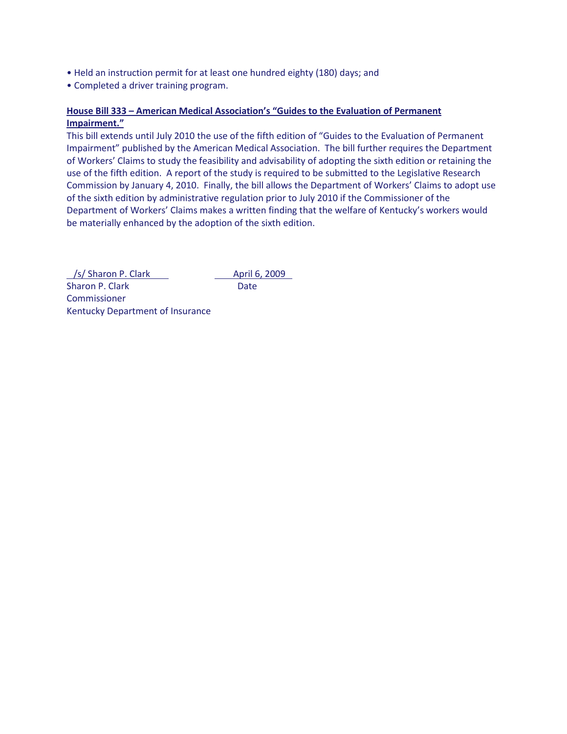- Held an instruction permit for at least one hundred eighty (180) days; and
- Completed a driver training program.

**House Bill 333 – American Medical Association's "Guides to the Evaluation of Permanent Impairment."**

This bill extends until July 2010 the use of the fifth edition of "Guides to the Evaluation of Permanent Impairment" published by the American Medical Association. The bill further requires the Department of Workers' Claims to study the feasibility and advisability of adopting the sixth edition or retaining the use of the fifth edition. A report of the study is required to be submitted to the Legislative Research Commission by January 4, 2010. Finally, the bill allows the Department of Workers' Claims to adopt use of the sixth edition by administrative regulation prior to July 2010 if the Commissioner of the Department of Workers' Claims makes a written finding that the welfare of Kentucky's workers would be materially enhanced by the adoption of the sixth edition.

/s/ Sharon P. Clark — April 6, 2009

Sharon P. Clark — Date
Commissioner
Kentucky Department of Insurance